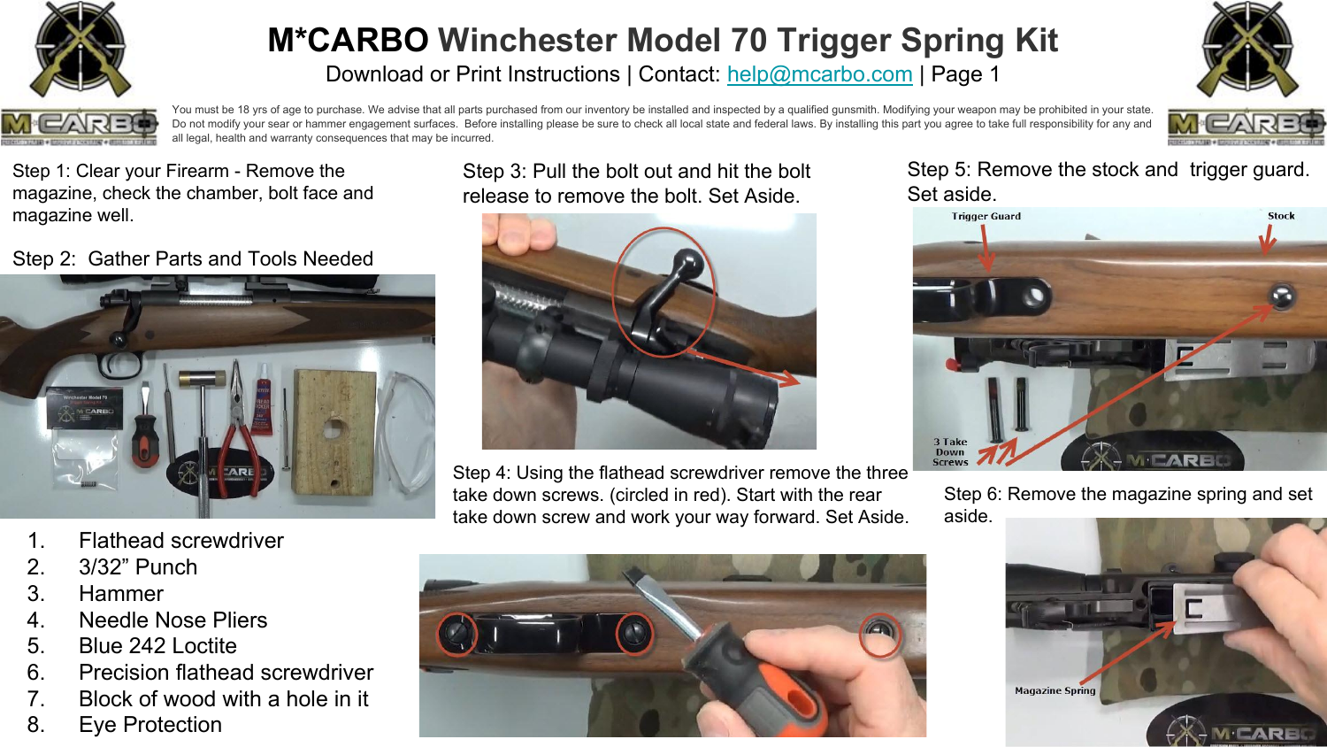# M*CARBO Winchester Model 70 Trigger Spring Kit

Download or Print Instructions | Contact: help@mcarbo.com | Page 1

You must be 18 yrs of age to purchase. We advise that all parts purchased from our inventory be installed and inspected by a qualified gunsmith. Modifying your weapon may be prohibited in your state. Do not modify your sear or hammer engagement surfaces. Before installing please be sure to check all local state and federal laws. By installing this part you agree to take full responsibility for any and all legal, health and warranty consequences that may be incurred.

Step 1: Clear your Firearm - Remove the magazine, check the chamber, bolt face and magazine well.

Step 2: Gather Parts and Tools Needed

1. Flathead screwdriver
2. 3/32" Punch
3. Hammer
4. Needle Nose Pliers
5. Blue 242 Loctite
6. Precision flathead screwdriver
7. Block of wood with a hole in it
8. Eye Protection

Step 3: Pull the bolt out and hit the bolt release to remove the bolt. Set Aside.

Step 4: Using the flathead screwdriver remove the three take down screws. (circled in red). Start with the rear take down screw and work your way forward. Set Aside.

Step 5: Remove the stock and trigger guard. Set aside.

Trigger Guard

Stock

3 Take Down Screws

Step 6: Remove the magazine spring and set aside.

Magazine Spring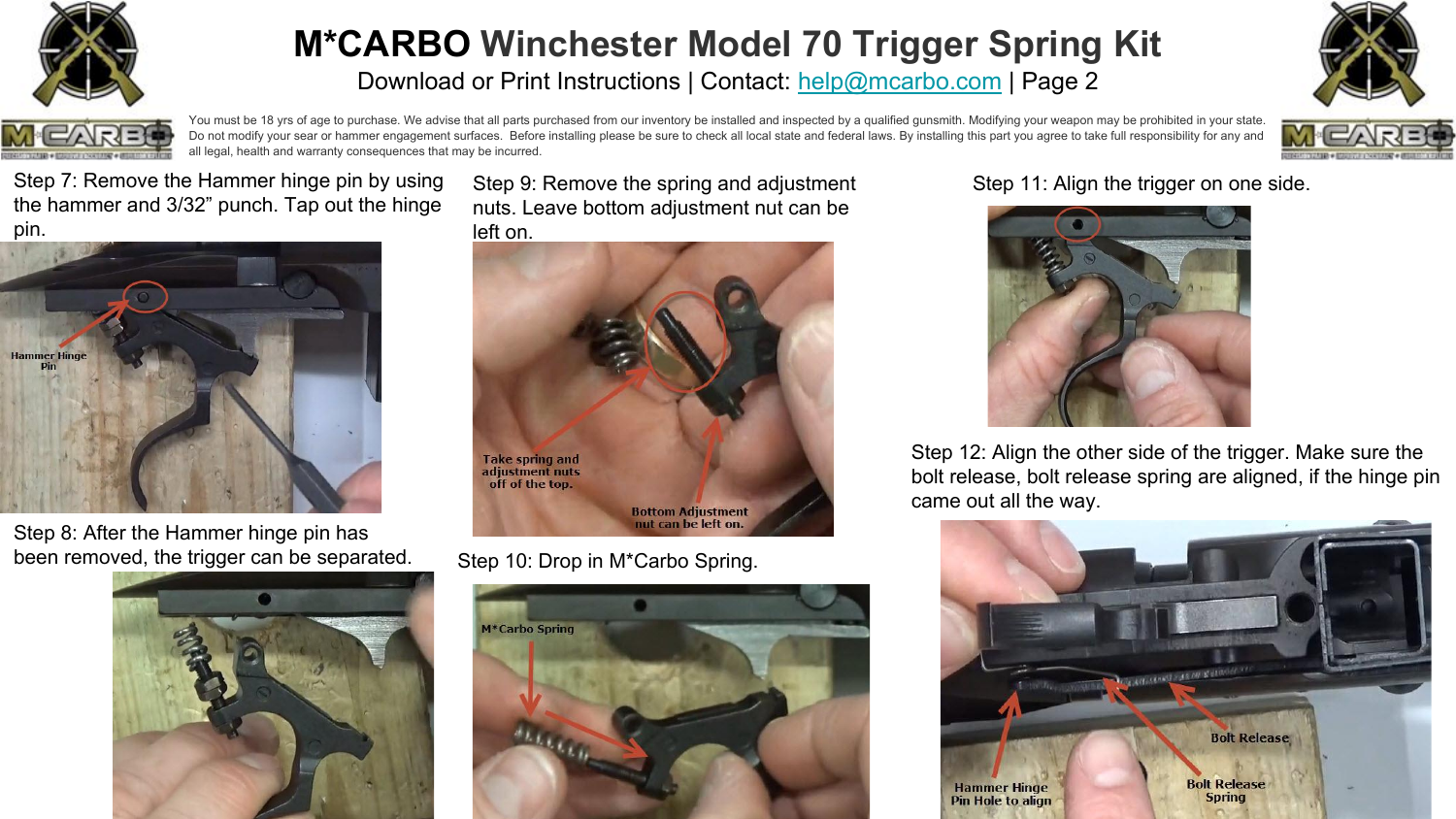# M*CARBO Winchester Model 70 Trigger Spring Kit

Download or Print Instructions | Contact: help@mcarbo.com | Page 2

You must be 18 yrs of age to purchase. We advise that all parts purchased from our inventory be installed and inspected by a qualified gunsmith. Modifying your weapon may be prohibited in your state. Do not modify your sear or hammer engagement surfaces. Before installing please be sure to check all local state and federal laws. By installing this part you agree to take full responsibility for any and all legal, health and warranty consequences that may be incurred.

Step 7: Remove the Hammer hinge pin by using the hammer and 3/32” punch. Tap out the hinge pin.

Hammer Hinge Pin

Step 8: After the Hammer hinge pin has been removed, the trigger can be separated.

Step 9: Remove the spring and adjustment nuts. Leave bottom adjustment nut can be left on.

Take spring and adjustment nuts off of the top.

Bottom Adjustment nut can be left on.

Step 10: Drop in M*Carbo Spring.

M*Carbo Spring

Step 11: Align the trigger on one side.

Step 12: Align the other side of the trigger. Make sure the bolt release, bolt release spring are aligned, if the hinge pin came out all the way.

Hammer Hinge Pin Hole to align

Bolt Release

Bolt Release Spring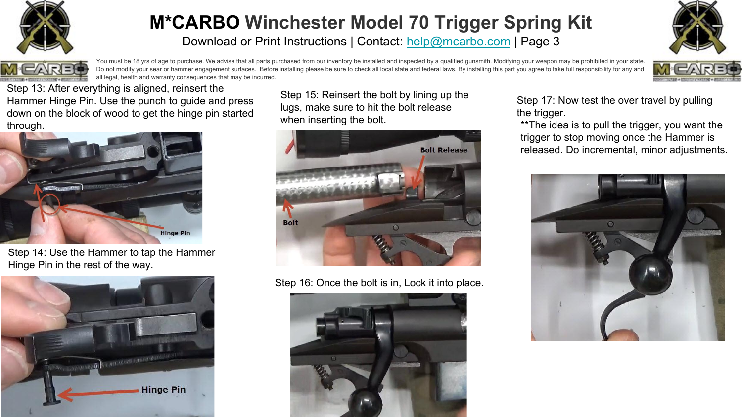# M*CARBO Winchester Model 70 Trigger Spring Kit

Download or Print Instructions | Contact: help@mcarbo.com | Page 3

You must be 18 yrs of age to purchase. We advise that all parts purchased from our inventory be installed and inspected by a qualified gunsmith. Modifying your weapon may be prohibited in your state. Do not modify your sear or hammer engagement surfaces. Before installing please be sure to check all local state and federal laws. By installing this part you agree to take full responsibility for any and all legal, health and warranty consequences that may be incurred.

Step 13: After everything is aligned, reinsert the Hammer Hinge Pin. Use the punch to guide and press down on the block of wood to get the hinge pin started through.

Hinge Pin

Step 14: Use the Hammer to tap the Hammer Hinge Pin in the rest of the way.

Hinge Pin

Step 15: Reinsert the bolt by lining up the lugs, make sure to hit the bolt release when inserting the bolt.

Bolt Release

Bolt

Step 16: Once the bolt is in, Lock it into place.

Step 17: Now test the over travel by pulling the trigger.

**The idea is to pull the trigger, you want the trigger to stop moving once the Hammer is released. Do incremental, minor adjustments.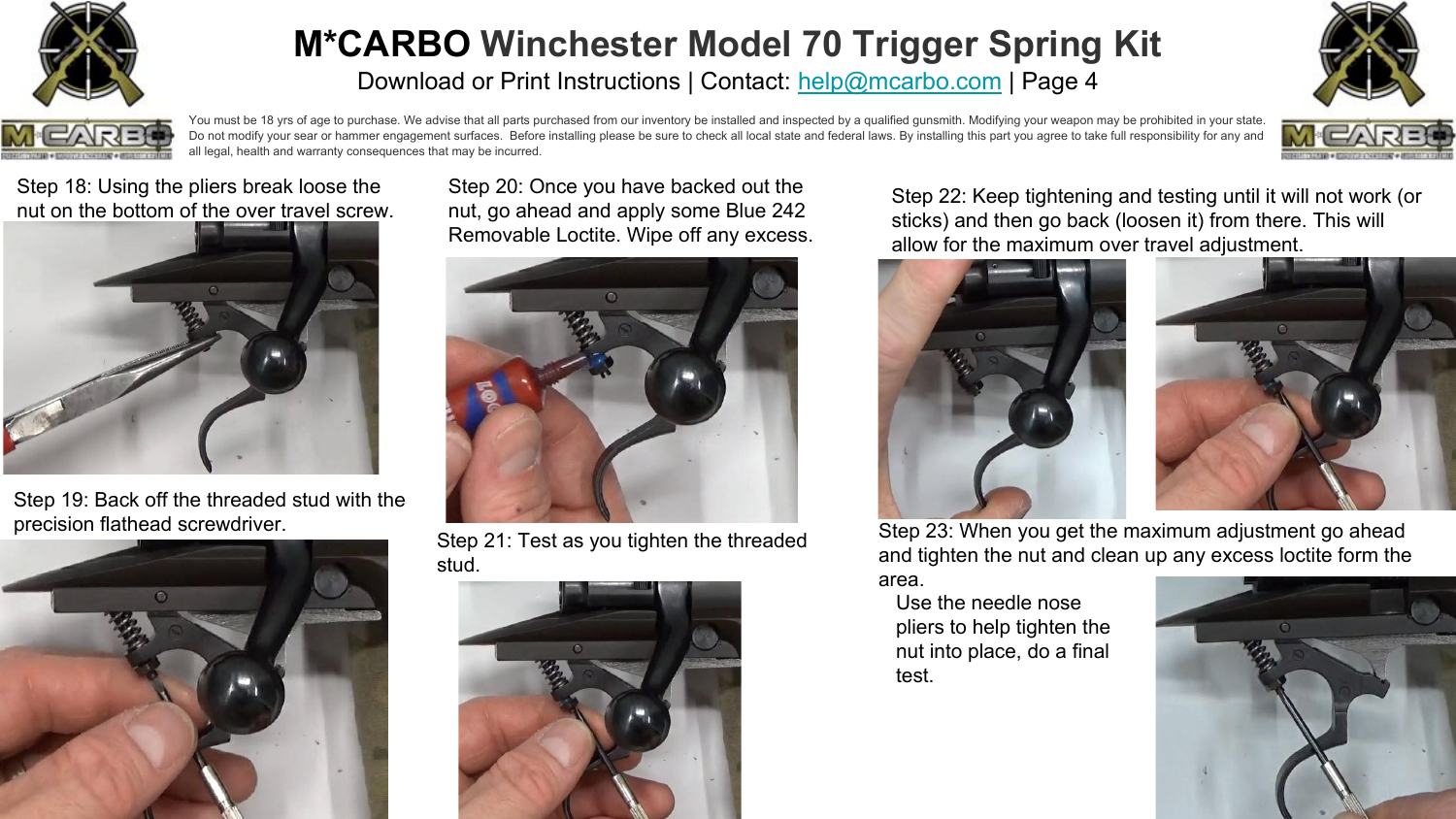# M*CARBO Winchester Model 70 Trigger Spring Kit

Download or Print Instructions | Contact: help@mcarbo.com | Page 4

You must be 18 yrs of age to purchase. We advise that all parts purchased from our inventory be installed and inspected by a qualified gunsmith. Modifying your weapon may be prohibited in your state. Do not modify your sear or hammer engagement surfaces. Before installing please be sure to check all local state and federal laws. By installing this part you agree to take full responsibility for any and all legal, health and warranty consequences that may be incurred.

Step 18: Using the pliers break loose the nut on the bottom of the over travel screw.

Step 19: Back off the threaded stud with the precision flathead screwdriver.

Step 20: Once you have backed out the nut, go ahead and apply some Blue 242 Removable Loctite. Wipe off any excess.

Step 21: Test as you tighten the threaded stud.

Step 22: Keep tightening and testing until it will not work (or sticks) and then go back (loosen it) from there. This will allow for the maximum over travel adjustment.

Step 23: When you get the maximum adjustment go ahead and tighten the nut and clean up any excess loctite form the area.

Use the needle nose pliers to help tighten the nut into place, do a final test.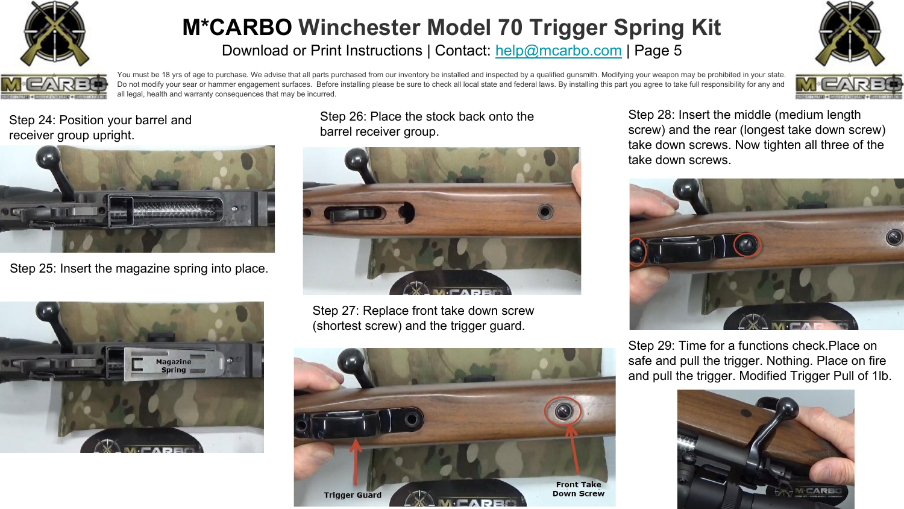# M*CARBO Winchester Model 70 Trigger Spring Kit

Download or Print Instructions | Contact: help@mcarbo.com | Page 5

You must be 18 yrs of age to purchase. We advise that all parts purchased from our inventory be installed and inspected by a qualified gunsmith. Modifying your weapon may be prohibited in your state. Do not modify your sear or hammer engagement surfaces. Before installing please be sure to check all local state and federal laws. By installing this part you agree to take full responsibility for any and all legal, health and warranty consequences that may be incurred.

Step 24: Position your barrel and receiver group upright.

Step 25: Insert the magazine spring into place.

Magazine Spring

Step 26: Place the stock back onto the barrel receiver group.

Step 27: Replace front take down screw (shortest screw) and the trigger guard.

Trigger Guard

Front Take Down Screw

Step 28: Insert the middle (medium length screw) and the rear (longest take down screw) take down screws. Now tighten all three of the take down screws.

Step 29: Time for a functions check.Place on safe and pull the trigger. Nothing. Place on fire and pull the trigger. Modified Trigger Pull of 1lb.